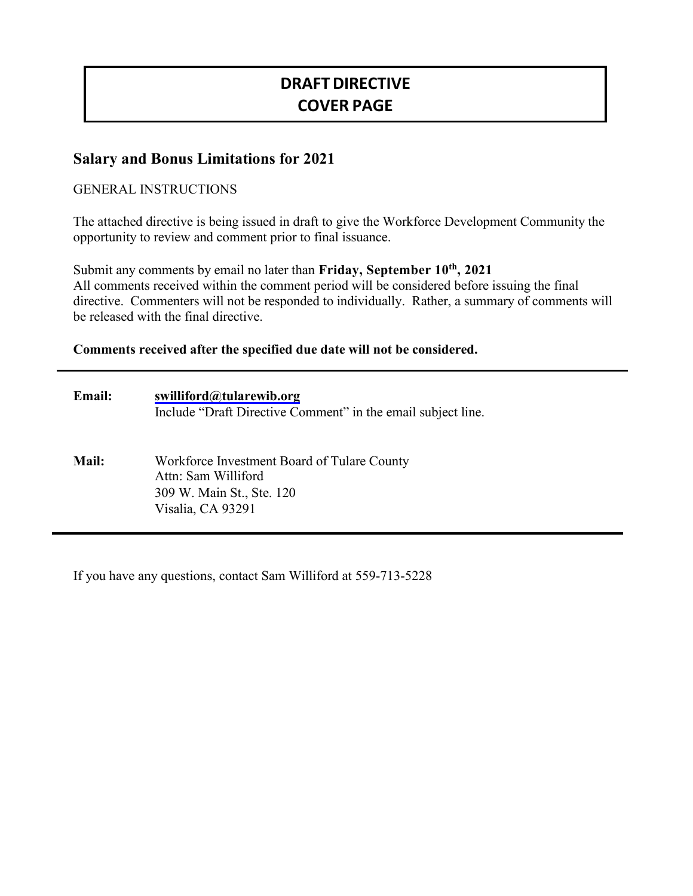# DRAFT DIRECTIVE
# COVER PAGE

## Salary and Bonus Limitations for 2021

GENERAL INSTRUCTIONS

The attached directive is being issued in draft to give the Workforce Development Community the opportunity to review and comment prior to final issuance.

Submit any comments by email no later than **Friday, September 10th, 2021**
All comments received within the comment period will be considered before issuing the final directive. Commenters will not be responded to individually. Rather, a summary of comments will be released with the final directive.

**Comments received after the specified due date will not be considered.**

---

**Email:** **swilliford@tularewib.org**
Include "Draft Directive Comment" in the email subject line.

**Mail:** Workforce Investment Board of Tulare County
Attn: Sam Williford
309 W. Main St., Ste. 120
Visalia, CA 93291

---

If you have any questions, contact Sam Williford at 559-713-5228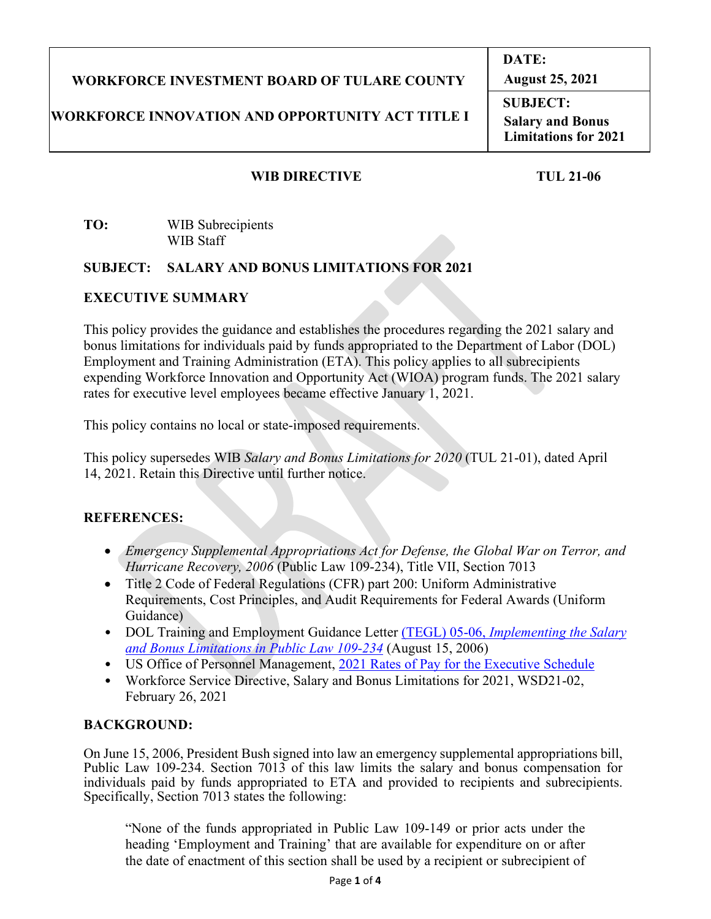| WORKFORCE INVESTMENT BOARD OF TULARE COUNTY<br><br>WORKFORCE INNOVATION AND OPPORTUNITY ACT TITLE I | **DATE:**<br>**August 25, 2021** |
|---|---|
| | **SUBJECT:**<br>**Salary and Bonus Limitations for 2021** |

**WIB DIRECTIVE** **TUL 21-06**

**TO:** WIB Subrecipients
WIB Staff

**SUBJECT: SALARY AND BONUS LIMITATIONS FOR 2021**

## EXECUTIVE SUMMARY

This policy provides the guidance and establishes the procedures regarding the 2021 salary and bonus limitations for individuals paid by funds appropriated to the Department of Labor (DOL) Employment and Training Administration (ETA). This policy applies to all subrecipients expending Workforce Innovation and Opportunity Act (WIOA) program funds. The 2021 salary rates for executive level employees became effective January 1, 2021.

This policy contains no local or state-imposed requirements.

This policy supersedes WIB *Salary and Bonus Limitations for 2020* (TUL 21-01), dated April 14, 2021. Retain this Directive until further notice.

## REFERENCES:

- *Emergency Supplemental Appropriations Act for Defense, the Global War on Terror, and Hurricane Recovery, 2006* (Public Law 109-234), Title VII, Section 7013
- Title 2 Code of Federal Regulations (CFR) part 200: Uniform Administrative Requirements, Cost Principles, and Audit Requirements for Federal Awards (Uniform Guidance)
- DOL Training and Employment Guidance Letter (TEGL) 05-06, *Implementing the Salary and Bonus Limitations in Public Law 109-234* (August 15, 2006)
- US Office of Personnel Management, 2021 Rates of Pay for the Executive Schedule
- Workforce Service Directive, Salary and Bonus Limitations for 2021, WSD21-02, February 26, 2021

## BACKGROUND:

On June 15, 2006, President Bush signed into law an emergency supplemental appropriations bill, Public Law 109-234. Section 7013 of this law limits the salary and bonus compensation for individuals paid by funds appropriated to ETA and provided to recipients and subrecipients. Specifically, Section 7013 states the following:

> "None of the funds appropriated in Public Law 109-149 or prior acts under the heading 'Employment and Training' that are available for expenditure on or after the date of enactment of this section shall be used by a recipient or subrecipient of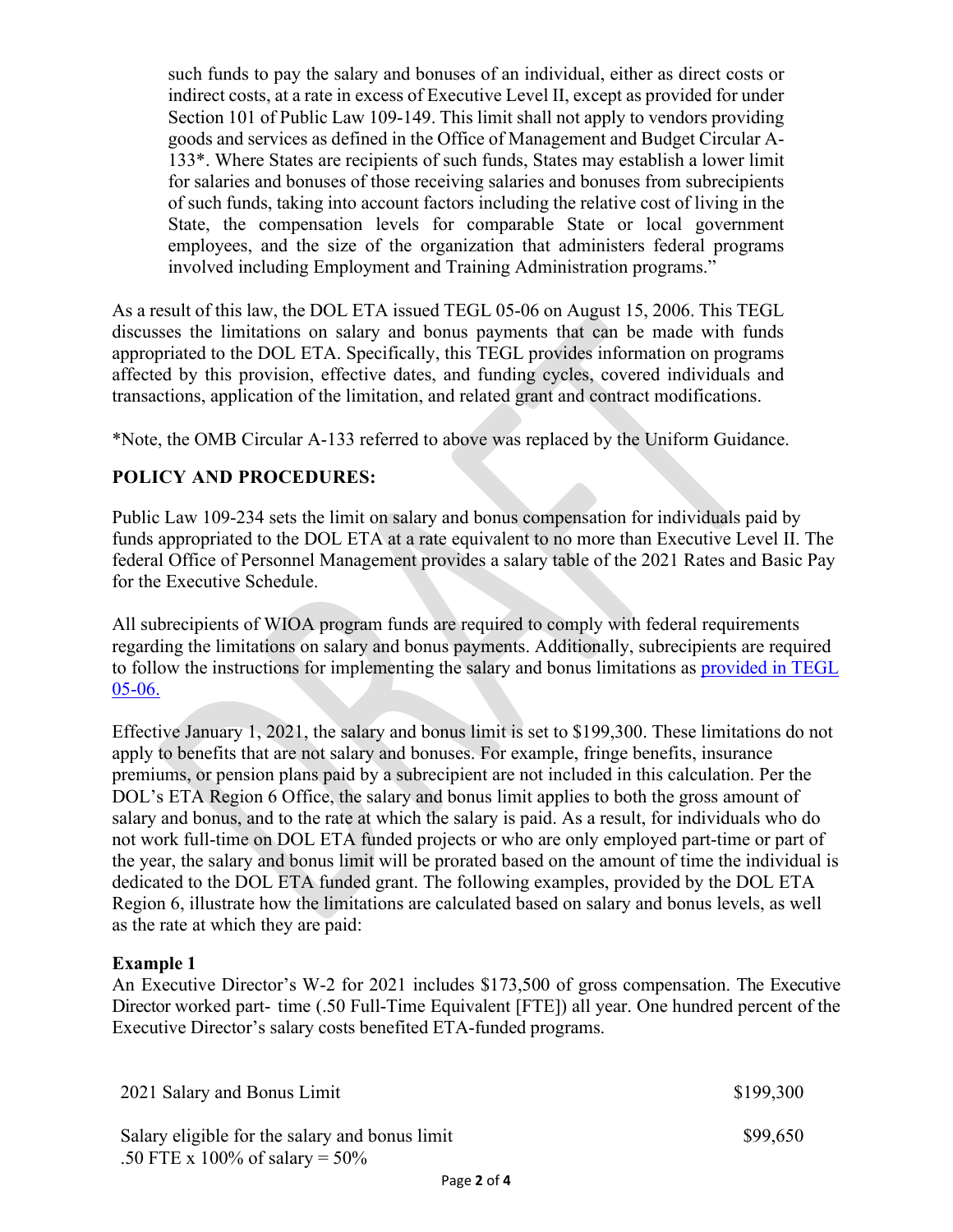such funds to pay the salary and bonuses of an individual, either as direct costs or indirect costs, at a rate in excess of Executive Level II, except as provided for under Section 101 of Public Law 109-149. This limit shall not apply to vendors providing goods and services as defined in the Office of Management and Budget Circular A-133*. Where States are recipients of such funds, States may establish a lower limit for salaries and bonuses of those receiving salaries and bonuses from subrecipients of such funds, taking into account factors including the relative cost of living in the State, the compensation levels for comparable State or local government employees, and the size of the organization that administers federal programs involved including Employment and Training Administration programs."

As a result of this law, the DOL ETA issued TEGL 05-06 on August 15, 2006. This TEGL discusses the limitations on salary and bonus payments that can be made with funds appropriated to the DOL ETA. Specifically, this TEGL provides information on programs affected by this provision, effective dates, and funding cycles, covered individuals and transactions, application of the limitation, and related grant and contract modifications.

*Note, the OMB Circular A-133 referred to above was replaced by the Uniform Guidance.

## POLICY AND PROCEDURES:

Public Law 109-234 sets the limit on salary and bonus compensation for individuals paid by funds appropriated to the DOL ETA at a rate equivalent to no more than Executive Level II. The federal Office of Personnel Management provides a salary table of the 2021 Rates and Basic Pay for the Executive Schedule.

All subrecipients of WIOA program funds are required to comply with federal requirements regarding the limitations on salary and bonus payments. Additionally, subrecipients are required to follow the instructions for implementing the salary and bonus limitations as provided in TEGL 05-06.

Effective January 1, 2021, the salary and bonus limit is set to $199,300. These limitations do not apply to benefits that are not salary and bonuses. For example, fringe benefits, insurance premiums, or pension plans paid by a subrecipient are not included in this calculation. Per the DOL's ETA Region 6 Office, the salary and bonus limit applies to both the gross amount of salary and bonus, and to the rate at which the salary is paid. As a result, for individuals who do not work full-time on DOL ETA funded projects or who are only employed part-time or part of the year, the salary and bonus limit will be prorated based on the amount of time the individual is dedicated to the DOL ETA funded grant. The following examples, provided by the DOL ETA Region 6, illustrate how the limitations are calculated based on salary and bonus levels, as well as the rate at which they are paid:

**Example 1**
An Executive Director's W-2 for 2021 includes $173,500 of gross compensation. The Executive Director worked part- time (.50 Full-Time Equivalent [FTE]) all year. One hundred percent of the Executive Director's salary costs benefited ETA-funded programs.

| | |
|---|---|
| 2021 Salary and Bonus Limit | $199,300 |
| Salary eligible for the salary and bonus limit<br>.50 FTE x 100% of salary = 50% | $99,650 |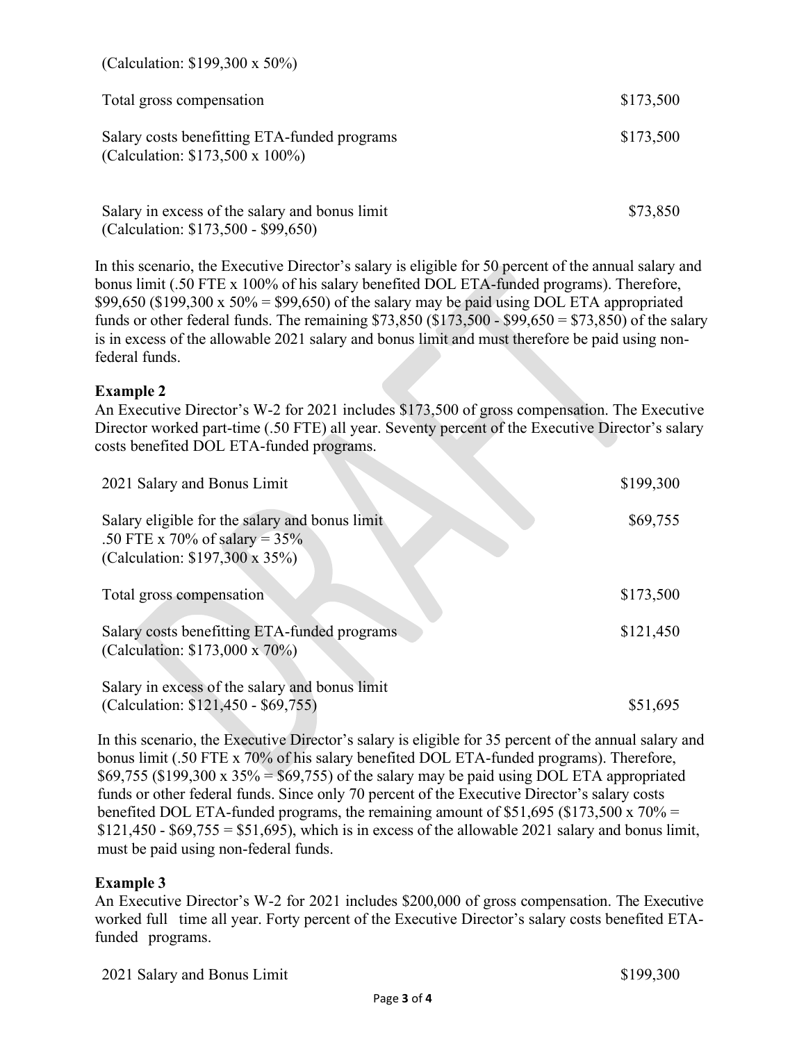(Calculation: $199,300 x 50%)

| | |
|---|---|
| Total gross compensation | $173,500 |
| Salary costs benefitting ETA-funded programs (Calculation: $173,500 x 100%) | $173,500 |
| Salary in excess of the salary and bonus limit (Calculation: $173,500 - $99,650) | $73,850 |

In this scenario, the Executive Director's salary is eligible for 50 percent of the annual salary and bonus limit (.50 FTE x 100% of his salary benefited DOL ETA-funded programs). Therefore, $99,650 ($199,300 x 50% = $99,650) of the salary may be paid using DOL ETA appropriated funds or other federal funds. The remaining $73,850 ($173,500 - $99,650 = $73,850) of the salary is in excess of the allowable 2021 salary and bonus limit and must therefore be paid using non-federal funds.

**Example 2**

An Executive Director's W-2 for 2021 includes $173,500 of gross compensation. The Executive Director worked part-time (.50 FTE) all year. Seventy percent of the Executive Director's salary costs benefited DOL ETA-funded programs.

| | |
|---|---|
| 2021 Salary and Bonus Limit | $199,300 |
| Salary eligible for the salary and bonus limit .50 FTE x 70% of salary = 35% (Calculation: $197,300 x 35%) | $69,755 |
| Total gross compensation | $173,500 |
| Salary costs benefitting ETA-funded programs (Calculation: $173,000 x 70%) | $121,450 |
| Salary in excess of the salary and bonus limit (Calculation: $121,450 - $69,755) | $51,695 |

In this scenario, the Executive Director's salary is eligible for 35 percent of the annual salary and bonus limit (.50 FTE x 70% of his salary benefited DOL ETA-funded programs). Therefore, $69,755 ($199,300 x 35% = $69,755) of the salary may be paid using DOL ETA appropriated funds or other federal funds. Since only 70 percent of the Executive Director's salary costs benefited DOL ETA-funded programs, the remaining amount of $51,695 ($173,500 x 70% = $121,450 - $69,755 = $51,695), which is in excess of the allowable 2021 salary and bonus limit, must be paid using non-federal funds.

**Example 3**

An Executive Director's W-2 for 2021 includes $200,000 of gross compensation. The Executive worked full time all year. Forty percent of the Executive Director's salary costs benefited ETA-funded programs.

| | |
|---|---|
| 2021 Salary and Bonus Limit | $199,300 |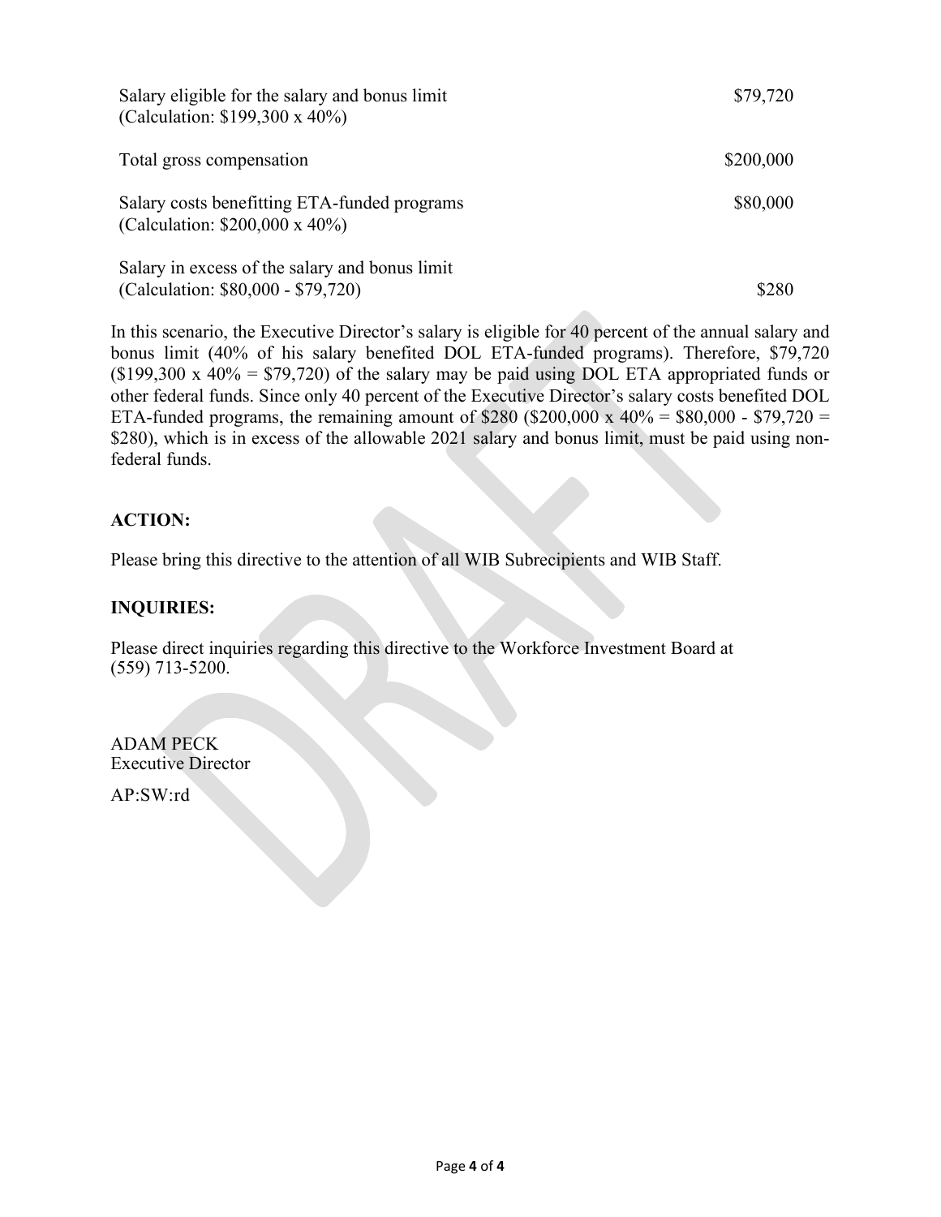| | |
|---|---|
| Salary eligible for the salary and bonus limit (Calculation: \$199,300 x 40%) | \$79,720 |
| Total gross compensation | \$200,000 |
| Salary costs benefitting ETA-funded programs (Calculation: \$200,000 x 40%) | \$80,000 |
| Salary in excess of the salary and bonus limit (Calculation: \$80,000 - \$79,720) | \$280 |

In this scenario, the Executive Director's salary is eligible for 40 percent of the annual salary and bonus limit (40% of his salary benefited DOL ETA-funded programs). Therefore, \$79,720 (\$199,300 x 40% = \$79,720) of the salary may be paid using DOL ETA appropriated funds or other federal funds. Since only 40 percent of the Executive Director's salary costs benefited DOL ETA-funded programs, the remaining amount of \$280 (\$200,000 x 40% = \$80,000 - \$79,720 = \$280), which is in excess of the allowable 2021 salary and bonus limit, must be paid using non-federal funds.

**ACTION:**

Please bring this directive to the attention of all WIB Subrecipients and WIB Staff.

**INQUIRIES:**

Please direct inquiries regarding this directive to the Workforce Investment Board at (559) 713-5200.

ADAM PECK
Executive Director

AP:SW:rd